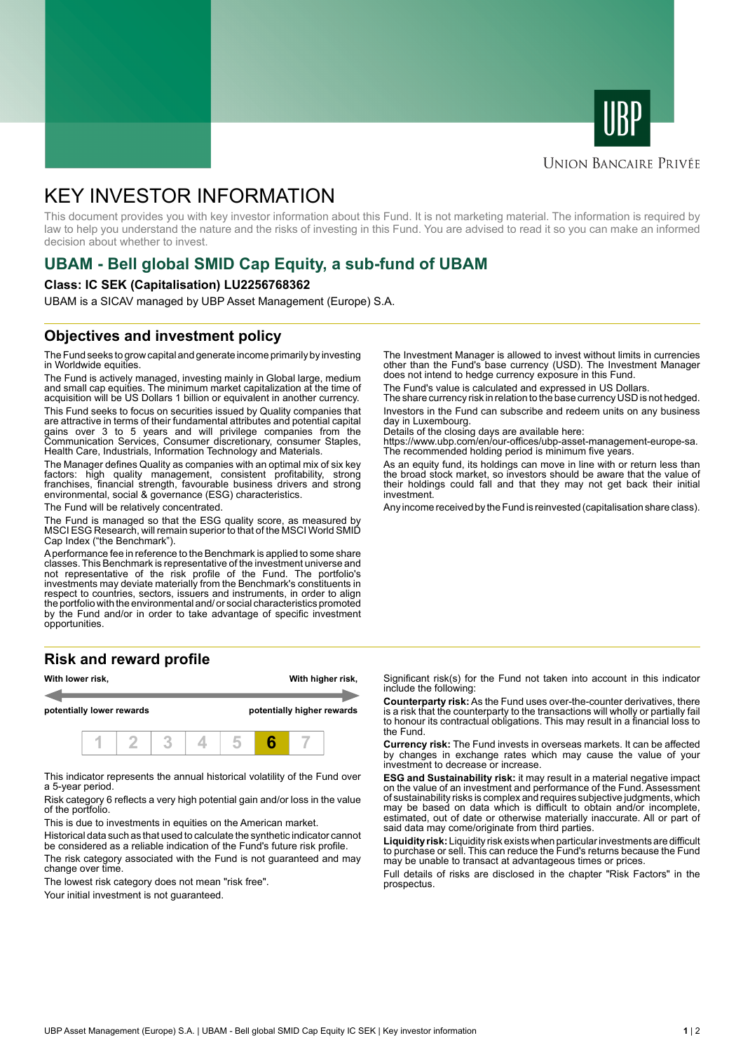UBP

Union Bancaire Privée

# KEY INVESTOR INFORMATION

This document provides you with key investor information about this Fund. It is not marketing material. The information is required by law to help you understand the nature and the risks of investing in this Fund. You are advised to read it so you can make an informed decision about whether to invest.

## UBAM - Bell global SMID Cap Equity, a sub-fund of UBAM

**Class: IC SEK (Capitalisation) LU2256768362**

UBAM is a SICAV managed by UBP Asset Management (Europe) S.A.

## Objectives and investment policy

The Fund seeks to grow capital and generate income primarily by investing in Worldwide equities.

The Fund is actively managed, investing mainly in Global large, medium and small cap equities. The minimum market capitalization at the time of acquisition will be US Dollars 1 billion or equivalent in another currency.

This Fund seeks to focus on securities issued by Quality companies that are attractive in terms of their fundamental attributes and potential capital gains over 3 to 5 years and will privilege companies from the Communication Services, Consumer discretionary, consumer Staples, Health Care, Industrials, Information Technology and Materials.

The Manager defines Quality as companies with an optimal mix of six key factors: high quality management, consistent profitability, strong franchises, financial strength, favourable business drivers and strong environmental, social & governance (ESG) characteristics.

The Fund will be relatively concentrated.

The Fund is managed so that the ESG quality score, as measured by MSCI ESG Research, will remain superior to that of the MSCI World SMID Cap Index ("the Benchmark").

A performance fee in reference to the Benchmark is applied to some share classes. This Benchmark is representative of the investment universe and not representative of the risk profile of the Fund. The portfolio's investments may deviate materially from the Benchmark's constituents in respect to countries, sectors, issuers and instruments, in order to align the portfolio with the environmental and/ or social characteristics promoted by the Fund and/or in order to take advantage of specific investment opportunities.

The Investment Manager is allowed to invest without limits in currencies other than the Fund's base currency (USD). The Investment Manager does not intend to hedge currency exposure in this Fund.

The Fund's value is calculated and expressed in US Dollars.

The share currency risk in relation to the base currency USD is not hedged.

Investors in the Fund can subscribe and redeem units on any business day in Luxembourg.

Details of the closing days are available here:
https://www.ubp.com/en/our-offices/ubp-asset-management-europe-sa.

The recommended holding period is minimum five years.

As an equity fund, its holdings can move in line with or return less than the broad stock market, so investors should be aware that the value of their holdings could fall and that they may not get back their initial investment.

Any income received by the Fund is reinvested (capitalisation share class).

## Risk and reward profile

**With lower risk,** **potentially lower rewards** — **With higher risk,** **potentially higher rewards**

| 1 | 2 | 3 | 4 | 5 | **6** | 7 |
|---|---|---|---|---|---|---|

This indicator represents the annual historical volatility of the Fund over a 5-year period.

Risk category 6 reflects a very high potential gain and/or loss in the value of the portfolio.

This is due to investments in equities on the American market.

Historical data such as that used to calculate the synthetic indicator cannot be considered as a reliable indication of the Fund's future risk profile.

The risk category associated with the Fund is not guaranteed and may change over time.

The lowest risk category does not mean "risk free".

Your initial investment is not guaranteed.

Significant risk(s) for the Fund not taken into account in this indicator include the following:

**Counterparty risk:** As the Fund uses over-the-counter derivatives, there is a risk that the counterparty to the transactions will wholly or partially fail to honour its contractual obligations. This may result in a financial loss to the Fund.

**Currency risk:** The Fund invests in overseas markets. It can be affected by changes in exchange rates which may cause the value of your investment to decrease or increase.

**ESG and Sustainability risk:** it may result in a material negative impact on the value of an investment and performance of the Fund. Assessment of sustainability risks is complex and requires subjective judgments, which may be based on data which is difficult to obtain and/or incomplete, estimated, out of date or otherwise materially inaccurate. All or part of said data may come/originate from third parties.

**Liquidity risk:** Liquidity risk exists when particular investments are difficult to purchase or sell. This can reduce the Fund's returns because the Fund may be unable to transact at advantageous times or prices.

Full details of risks are disclosed in the chapter "Risk Factors" in the prospectus.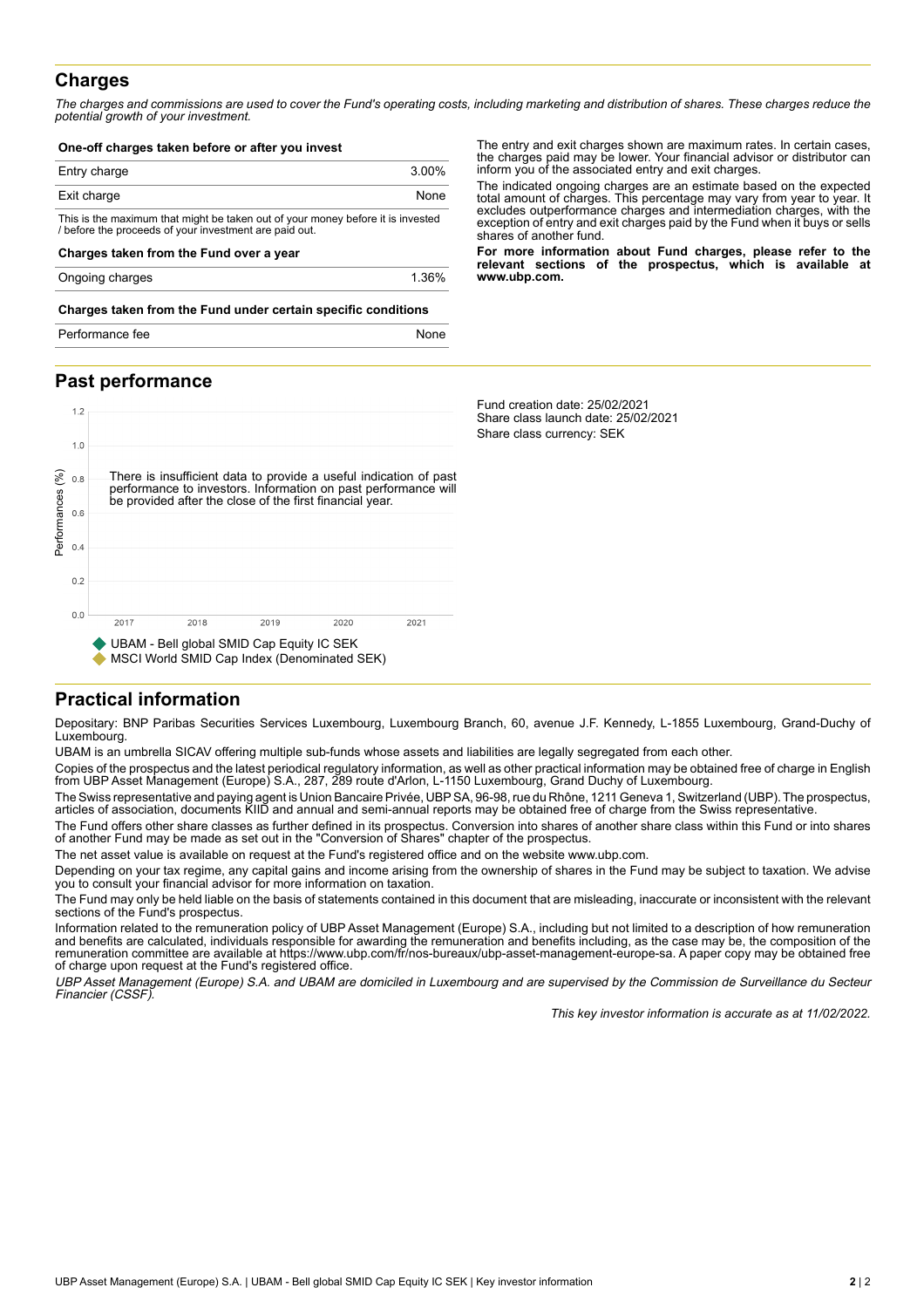## Charges

*The charges and commissions are used to cover the Fund's operating costs, including marketing and distribution of shares. These charges reduce the potential growth of your investment.*

| One-off charges taken before or after you invest | |
|---|---|
| Entry charge | 3.00% |
| Exit charge | None |

This is the maximum that might be taken out of your money before it is invested / before the proceeds of your investment are paid out.

| Charges taken from the Fund over a year | |
|---|---|
| Ongoing charges | 1.36% |

| Charges taken from the Fund under certain specific conditions | |
|---|---|
| Performance fee | None |

The entry and exit charges shown are maximum rates. In certain cases, the charges paid may be lower. Your financial advisor or distributor can inform you of the associated entry and exit charges.

The indicated ongoing charges are an estimate based on the expected total amount of charges. This percentage may vary from year to year. It excludes outperformance charges and intermediation charges, with the exception of entry and exit charges paid by the Fund when it buys or sells shares of another fund.

**For more information about Fund charges, please refer to the relevant sections of the prospectus, which is available at www.ubp.com.**

## Past performance

Performances (%)

1.2
1.0
0.8
0.6
0.4
0.2
0.0

2017 2018 2019 2020 2021

There is insufficient data to provide a useful indication of past performance to investors. Information on past performance will be provided after the close of the first financial year.

UBAM - Bell global SMID Cap Equity IC SEK

MSCI World SMID Cap Index (Denominated SEK)

Fund creation date: 25/02/2021
Share class launch date: 25/02/2021
Share class currency: SEK

## Practical information

Depositary: BNP Paribas Securities Services Luxembourg, Luxembourg Branch, 60, avenue J.F. Kennedy, L-1855 Luxembourg, Grand-Duchy of Luxembourg.

UBAM is an umbrella SICAV offering multiple sub-funds whose assets and liabilities are legally segregated from each other.

Copies of the prospectus and the latest periodical regulatory information, as well as other practical information may be obtained free of charge in English from UBP Asset Management (Europe) S.A., 287, 289 route d'Arlon, L-1150 Luxembourg, Grand Duchy of Luxembourg.

The Swiss representative and paying agent is Union Bancaire Privée, UBP SA, 96-98, rue du Rhône, 1211 Geneva 1, Switzerland (UBP). The prospectus, articles of association, documents KIID and annual and semi-annual reports may be obtained free of charge from the Swiss representative.

The Fund offers other share classes as further defined in its prospectus. Conversion into shares of another share class within this Fund or into shares of another Fund may be made as set out in the "Conversion of Shares" chapter of the prospectus.

The net asset value is available on request at the Fund's registered office and on the website www.ubp.com.

Depending on your tax regime, any capital gains and income arising from the ownership of shares in the Fund may be subject to taxation. We advise you to consult your financial advisor for more information on taxation.

The Fund may only be held liable on the basis of statements contained in this document that are misleading, inaccurate or inconsistent with the relevant sections of the Fund's prospectus.

Information related to the remuneration policy of UBP Asset Management (Europe) S.A., including but not limited to a description of how remuneration and benefits are calculated, individuals responsible for awarding the remuneration and benefits including, as the case may be, the composition of the remuneration committee are available at https://www.ubp.com/fr/nos-bureaux/ubp-asset-management-europe-sa. A paper copy may be obtained free of charge upon request at the Fund's registered office.

*UBP Asset Management (Europe) S.A. and UBAM are domiciled in Luxembourg and are supervised by the Commission de Surveillance du Secteur Financier (CSSF).*

*This key investor information is accurate as at 11/02/2022.*